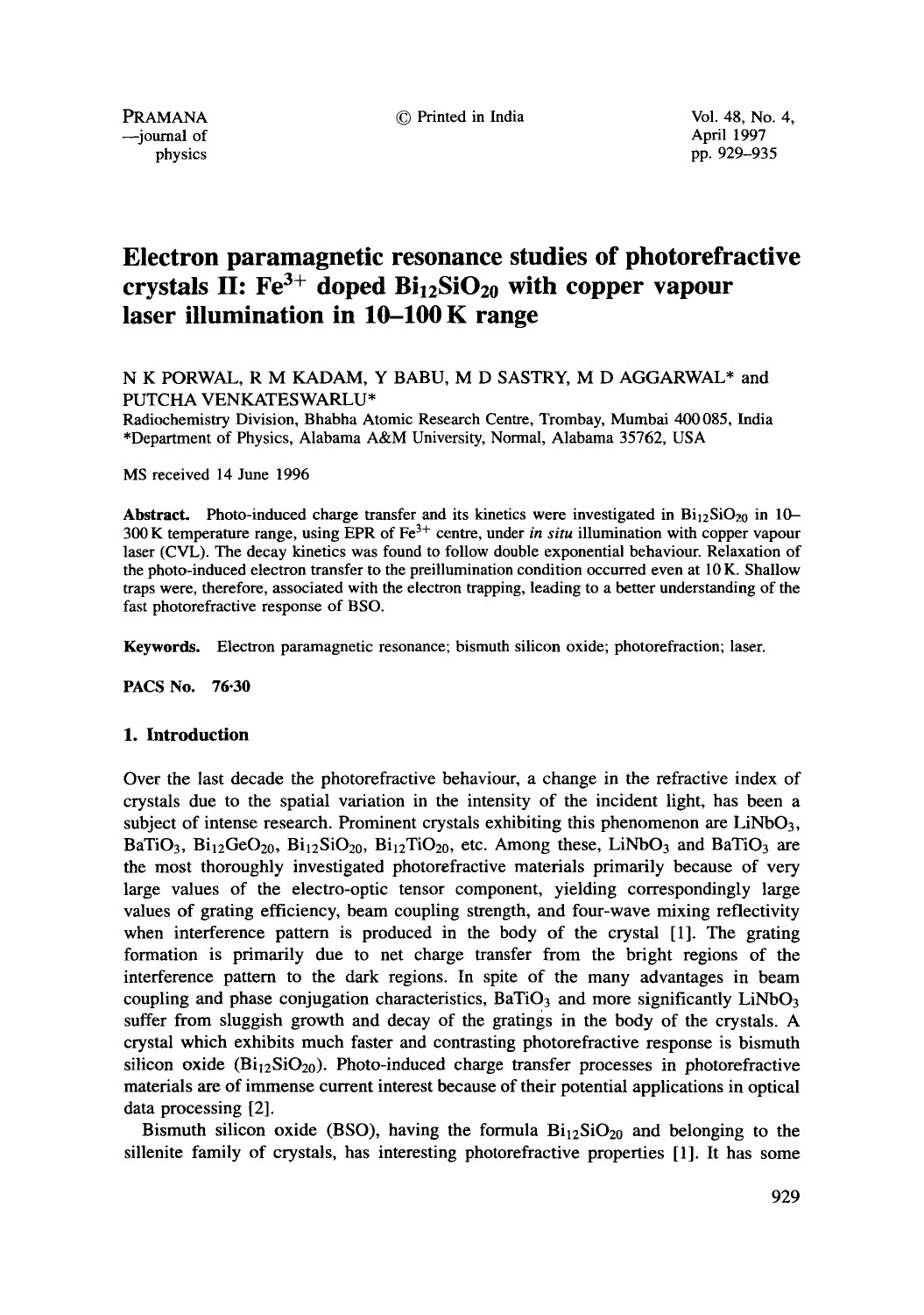# Electron paramagnetic resonance studies of photorefractive crystals II: $Fe^{3+}$ doped $Bi_{12}SiO_{20}$ with copper vapour laser illumination in 10–100 K range

N K PORWAL, R M KADAM, Y BABU, M D SASTRY, M D AGGARWAL* and PUTCHA VENKATESWARLU*

Radiochemistry Division, Bhabha Atomic Research Centre, Trombay, Mumbai 400 085, India
*Department of Physics, Alabama A&M University, Normal, Alabama 35762, USA

MS received 14 June 1996

**Abstract.** Photo-induced charge transfer and its kinetics were investigated in $Bi_{12}SiO_{20}$ in 10–300 K temperature range, using EPR of $Fe^{3+}$ centre, under *in situ* illumination with copper vapour laser (CVL). The decay kinetics was found to follow double exponential behaviour. Relaxation of the photo-induced electron transfer to the preillumination condition occurred even at 10 K. Shallow traps were, therefore, associated with the electron trapping, leading to a better understanding of the fast photorefractive response of BSO.

**Keywords.** Electron paramagnetic resonance; bismuth silicon oxide; photorefraction; laser.

**PACS No.** 76·30

## 1. Introduction

Over the last decade the photorefractive behaviour, a change in the refractive index of crystals due to the spatial variation in the intensity of the incident light, has been a subject of intense research. Prominent crystals exhibiting this phenomenon are $LiNbO_3$, $BaTiO_3$, $Bi_{12}GeO_{20}$, $Bi_{12}SiO_{20}$, $Bi_{12}TiO_{20}$, etc. Among these, $LiNbO_3$ and $BaTiO_3$ are the most thoroughly investigated photorefractive materials primarily because of very large values of the electro-optic tensor component, yielding correspondingly large values of grating efficiency, beam coupling strength, and four-wave mixing reflectivity when interference pattern is produced in the body of the crystal [1]. The grating formation is primarily due to net charge transfer from the bright regions of the interference pattern to the dark regions. In spite of the many advantages in beam coupling and phase conjugation characteristics, $BaTiO_3$ and more significantly $LiNbO_3$ suffer from sluggish growth and decay of the gratings in the body of the crystals. A crystal which exhibits much faster and contrasting photorefractive response is bismuth silicon oxide ($Bi_{12}SiO_{20}$). Photo-induced charge transfer processes in photorefractive materials are of immense current interest because of their potential applications in optical data processing [2].

Bismuth silicon oxide (BSO), having the formula $Bi_{12}SiO_{20}$ and belonging to the sillenite family of crystals, has interesting photorefractive properties [1]. It has some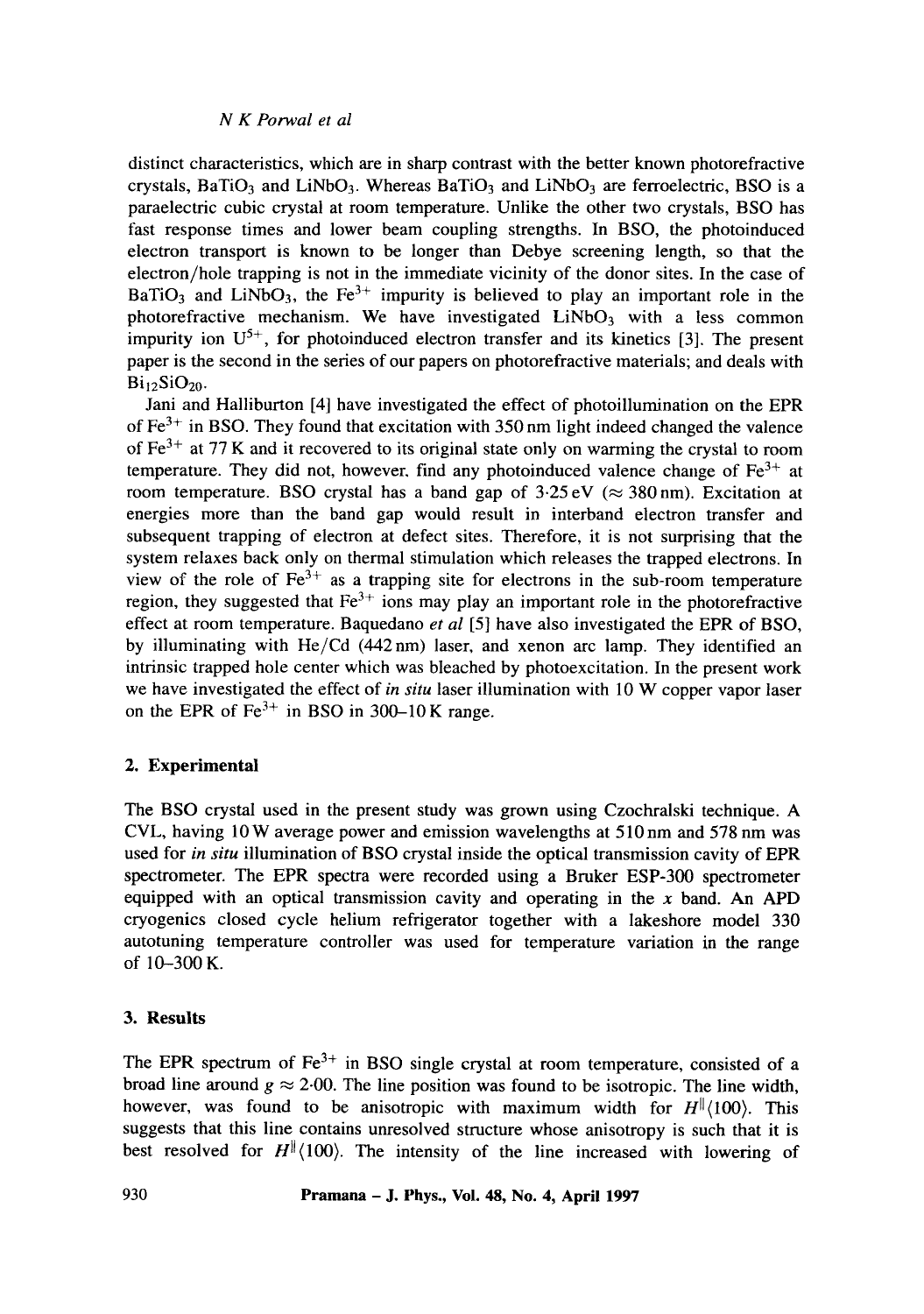distinct characteristics, which are in sharp contrast with the better known photorefractive crystals, $BaTiO_3$ and $LiNbO_3$. Whereas $BaTiO_3$ and $LiNbO_3$ are ferroelectric, BSO is a paraelectric cubic crystal at room temperature. Unlike the other two crystals, BSO has fast response times and lower beam coupling strengths. In BSO, the photoinduced electron transport is known to be longer than Debye screening length, so that the electron/hole trapping is not in the immediate vicinity of the donor sites. In the case of $BaTiO_3$ and $LiNbO_3$, the $Fe^{3+}$ impurity is believed to play an important role in the photorefractive mechanism. We have investigated $LiNbO_3$ with a less common impurity ion $U^{5+}$, for photoinduced electron transfer and its kinetics [3]. The present paper is the second in the series of our papers on photorefractive materials; and deals with $Bi_{12}SiO_{20}$.

Jani and Halliburton [4] have investigated the effect of photoillumination on the EPR of $Fe^{3+}$ in BSO. They found that excitation with 350 nm light indeed changed the valence of $Fe^{3+}$ at 77 K and it recovered to its original state only on warming the crystal to room temperature. They did not, however, find any photoinduced valence change of $Fe^{3+}$ at room temperature. BSO crystal has a band gap of 3·25 eV ($\approx$ 380 nm). Excitation at energies more than the band gap would result in interband electron transfer and subsequent trapping of electron at defect sites. Therefore, it is not surprising that the system relaxes back only on thermal stimulation which releases the trapped electrons. In view of the role of $Fe^{3+}$ as a trapping site for electrons in the sub-room temperature region, they suggested that $Fe^{3+}$ ions may play an important role in the photorefractive effect at room temperature. Baquedano *et al* [5] have also investigated the EPR of BSO, by illuminating with He/Cd (442 nm) laser, and xenon arc lamp. They identified an intrinsic trapped hole center which was bleached by photoexcitation. In the present work we have investigated the effect of *in situ* laser illumination with 10 W copper vapor laser on the EPR of $Fe^{3+}$ in BSO in 300–10 K range.

## 2. Experimental

The BSO crystal used in the present study was grown using Czochralski technique. A CVL, having 10 W average power and emission wavelengths at 510 nm and 578 nm was used for *in situ* illumination of BSO crystal inside the optical transmission cavity of EPR spectrometer. The EPR spectra were recorded using a Bruker ESP-300 spectrometer equipped with an optical transmission cavity and operating in the *x* band. An APD cryogenics closed cycle helium refrigerator together with a lakeshore model 330 autotuning temperature controller was used for temperature variation in the range of 10–300 K.

## 3. Results

The EPR spectrum of $Fe^{3+}$ in BSO single crystal at room temperature, consisted of a broad line around $g \approx 2{\cdot}00$. The line position was found to be isotropic. The line width, however, was found to be anisotropic with maximum width for $H \| \langle 100 \rangle$. This suggests that this line contains unresolved structure whose anisotropy is such that it is best resolved for $H \| \langle 100 \rangle$. The intensity of the line increased with lowering of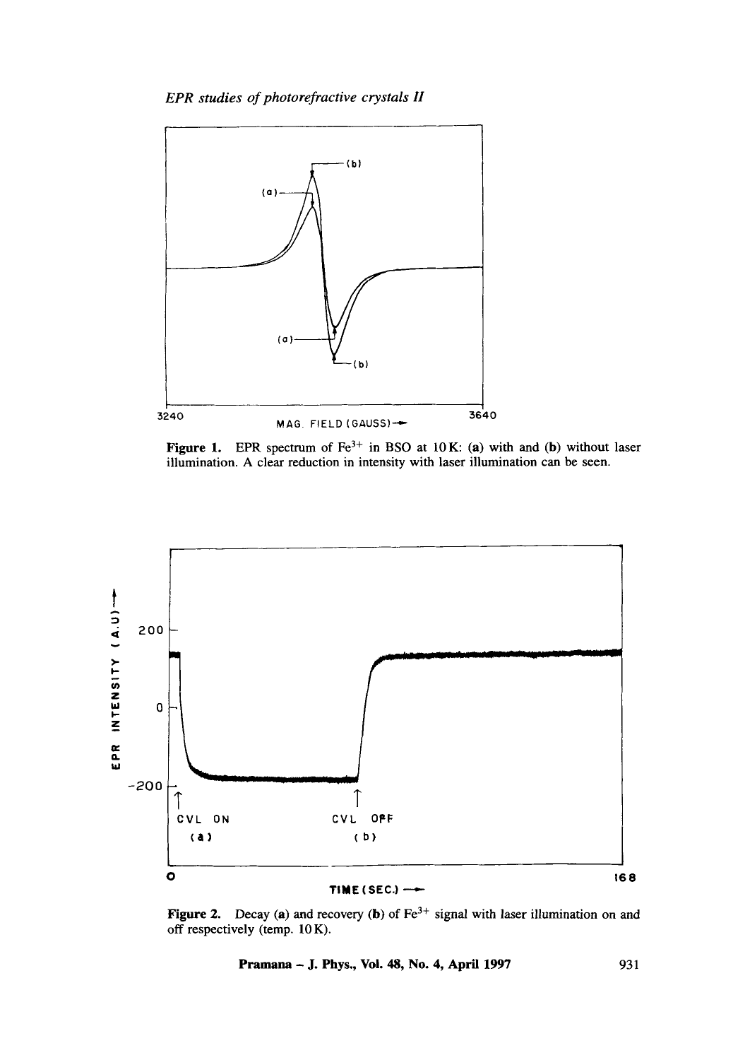Figure 1. EPR spectrum of $Fe^{3+}$ in BSO at 10 K: (a) with and (b) without laser illumination. A clear reduction in intensity with laser illumination can be seen.

Figure 2. Decay (a) and recovery (b) of $Fe^{3+}$ signal with laser illumination on and off respectively (temp. 10 K).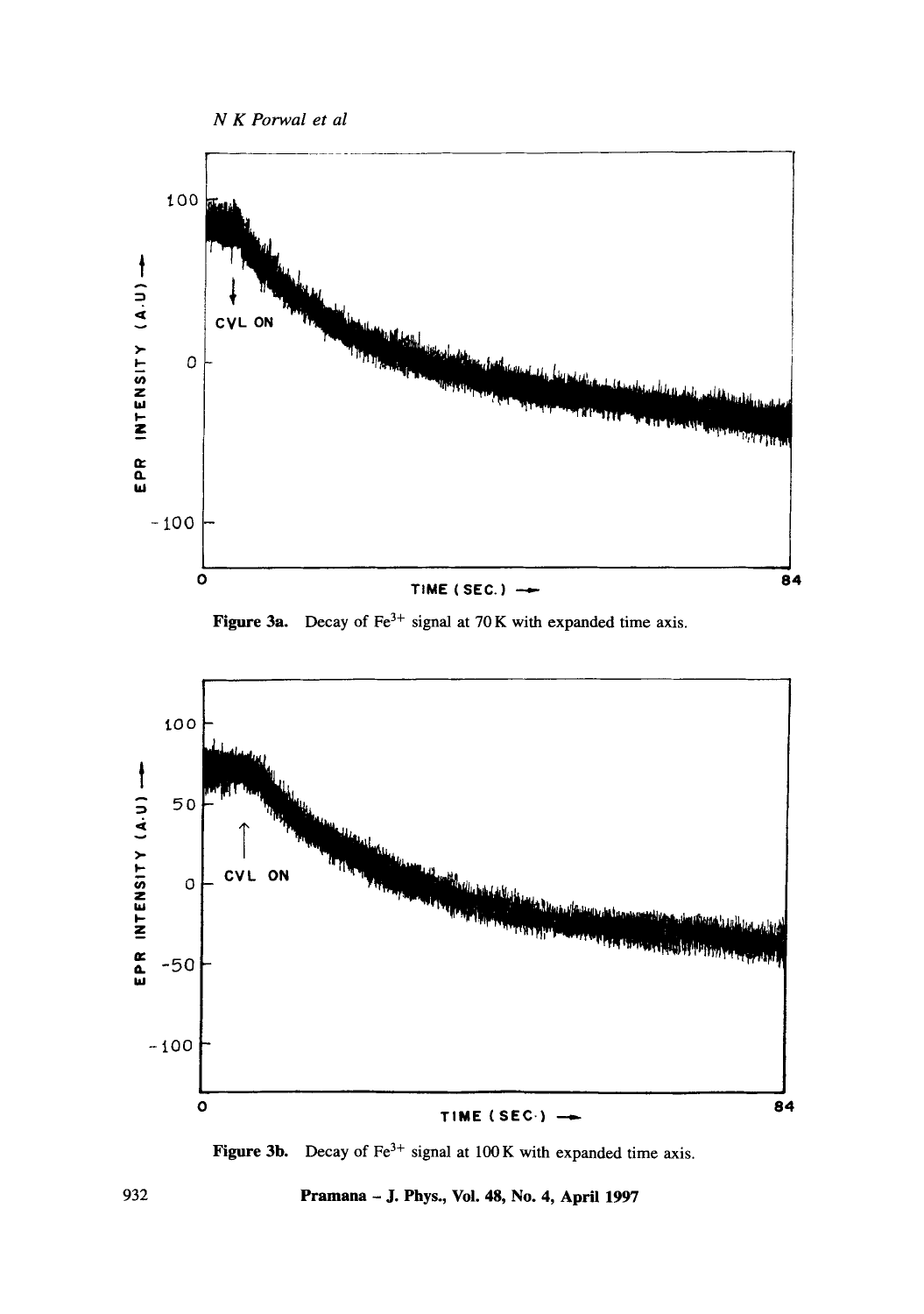**Figure 3a.** Decay of $Fe^{3+}$ signal at 70 K with expanded time axis.

**Figure 3b.** Decay of $Fe^{3+}$ signal at 100 K with expanded time axis.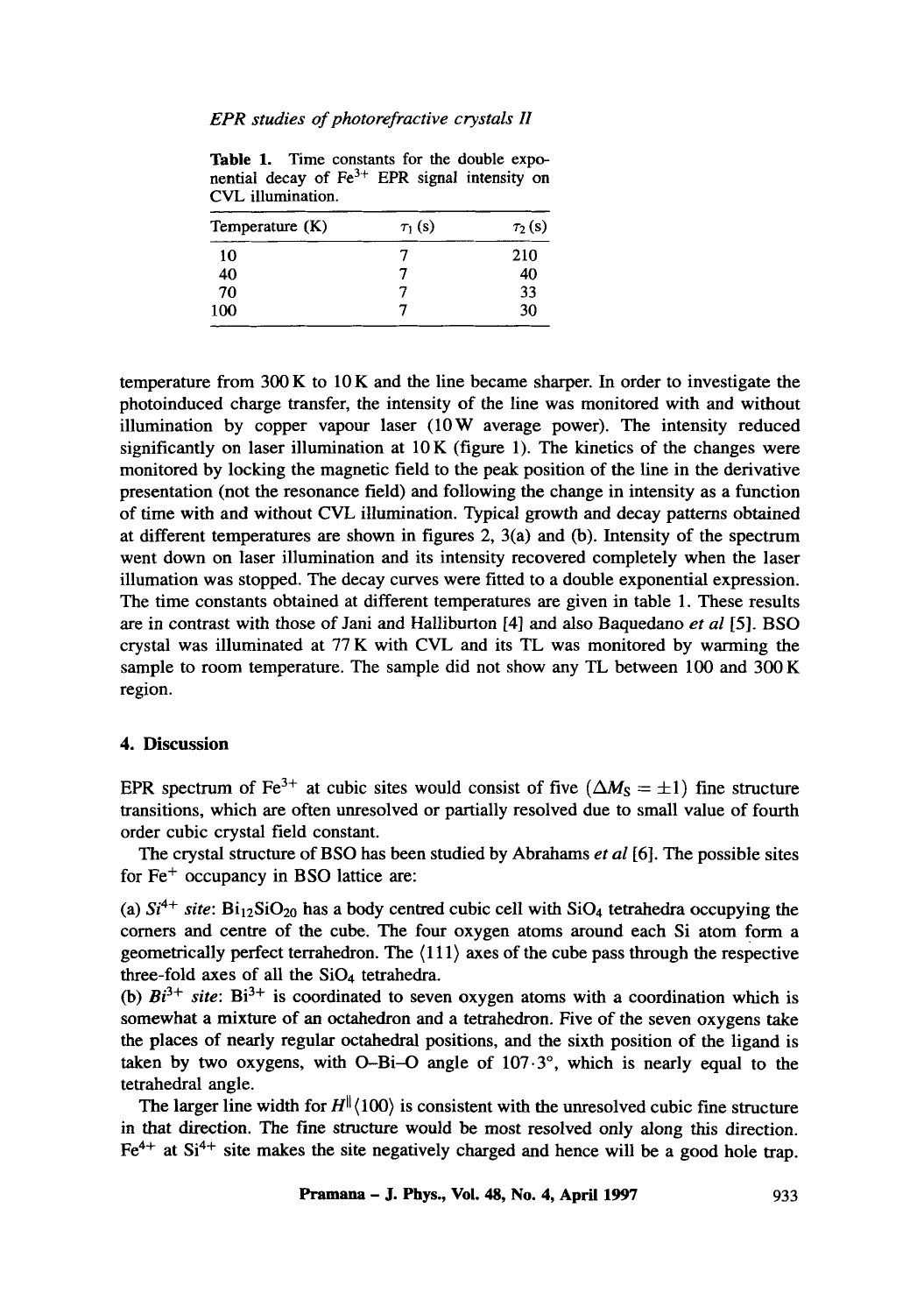**Table 1.** Time constants for the double exponential decay of $Fe^{3+}$ EPR signal intensity on CVL illumination.

| Temperature (K) | $\tau_1$ (s) | $\tau_2$ (s) |
|---|---|---|
| 10 | 7 | 210 |
| 40 | 7 | 40 |
| 70 | 7 | 33 |
| 100 | 7 | 30 |

temperature from 300 K to 10 K and the line became sharper. In order to investigate the photoinduced charge transfer, the intensity of the line was monitored with and without illumination by copper vapour laser (10 W average power). The intensity reduced significantly on laser illumination at 10 K (figure 1). The kinetics of the changes were monitored by locking the magnetic field to the peak position of the line in the derivative presentation (not the resonance field) and following the change in intensity as a function of time with and without CVL illumination. Typical growth and decay patterns obtained at different temperatures are shown in figures 2, 3(a) and (b). Intensity of the spectrum went down on laser illumination and its intensity recovered completely when the laser illumation was stopped. The decay curves were fitted to a double exponential expression. The time constants obtained at different temperatures are given in table 1. These results are in contrast with those of Jani and Halliburton [4] and also Baquedano *et al* [5]. BSO crystal was illuminated at 77 K with CVL and its TL was monitored by warming the sample to room temperature. The sample did not show any TL between 100 and 300 K region.

## 4. Discussion

EPR spectrum of $Fe^{3+}$ at cubic sites would consist of five ($\Delta M_S = \pm 1$) fine structure transitions, which are often unresolved or partially resolved due to small value of fourth order cubic crystal field constant.

The crystal structure of BSO has been studied by Abrahams *et al* [6]. The possible sites for $Fe^{+}$ occupancy in BSO lattice are:

(a) *$Si^{4+}$ site*: $Bi_{12}SiO_{20}$ has a body centred cubic cell with $SiO_4$ tetrahedra occupying the corners and centre of the cube. The four oxygen atoms around each Si atom form a geometrically perfect terrahedron. The $\langle 111 \rangle$ axes of the cube pass through the respective three-fold axes of all the $SiO_4$ tetrahedra.

(b) *$Bi^{3+}$ site*: $Bi^{3+}$ is coordinated to seven oxygen atoms with a coordination which is somewhat a mixture of an octahedron and a tetrahedron. Five of the seven oxygens take the places of nearly regular octahedral positions, and the sixth position of the ligand is taken by two oxygens, with O–Bi–O angle of 107·3°, which is nearly equal to the tetrahedral angle.

The larger line width for $H^{\parallel}\langle 100 \rangle$ is consistent with the unresolved cubic fine structure in that direction. The fine structure would be most resolved only along this direction. $Fe^{4+}$ at $Si^{4+}$ site makes the site negatively charged and hence will be a good hole trap.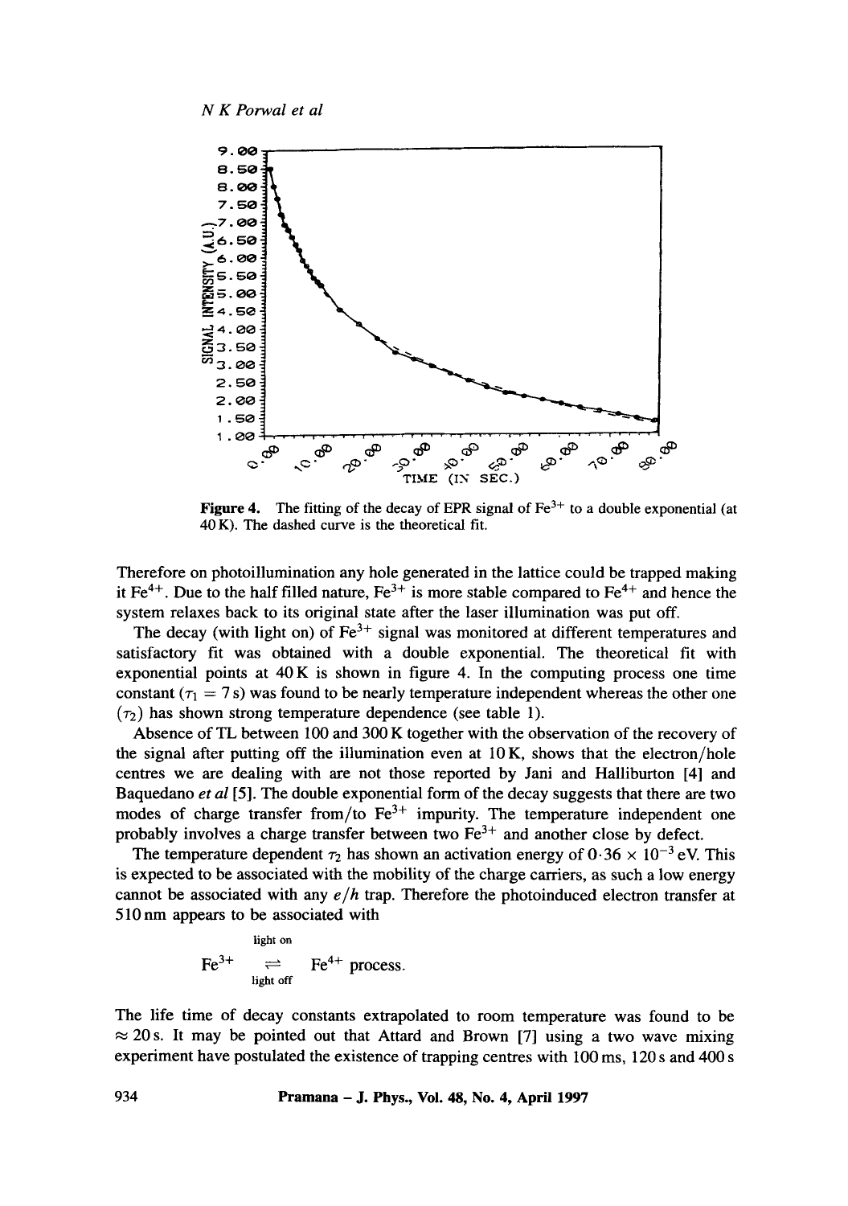**Figure 4.** The fitting of the decay of EPR signal of $Fe^{3+}$ to a double exponential (at 40 K). The dashed curve is the theoretical fit.

Therefore on photoillumination any hole generated in the lattice could be trapped making it $Fe^{4+}$. Due to the half filled nature, $Fe^{3+}$ is more stable compared to $Fe^{4+}$ and hence the system relaxes back to its original state after the laser illumination was put off.

The decay (with light on) of $Fe^{3+}$ signal was monitored at different temperatures and satisfactory fit was obtained with a double exponential. The theoretical fit with exponential points at 40 K is shown in figure 4. In the computing process one time constant ($\tau_1 = 7$ s) was found to be nearly temperature independent whereas the other one ($\tau_2$) has shown strong temperature dependence (see table 1).

Absence of TL between 100 and 300 K together with the observation of the recovery of the signal after putting off the illumination even at 10 K, shows that the electron/hole centres we are dealing with are not those reported by Jani and Halliburton [4] and Baquedano *et al* [5]. The double exponential form of the decay suggests that there are two modes of charge transfer from/to $Fe^{3+}$ impurity. The temperature independent one probably involves a charge transfer between two $Fe^{3+}$ and another close by defect.

The temperature dependent $\tau_2$ has shown an activation energy of $0{\cdot}36 \times 10^{-3}$ eV. This is expected to be associated with the mobility of the charge carriers, as such a low energy cannot be associated with any $e/h$ trap. Therefore the photoinduced electron transfer at 510 nm appears to be associated with

$$Fe^{3+} \underset{\text{light off}}{\overset{\text{light on}}{\rightleftharpoons}} Fe^{4+} \text{ process.}$$

The life time of decay constants extrapolated to room temperature was found to be $\approx 20$ s. It may be pointed out that Attard and Brown [7] using a two wave mixing experiment have postulated the existence of trapping centres with 100 ms, 120 s and 400 s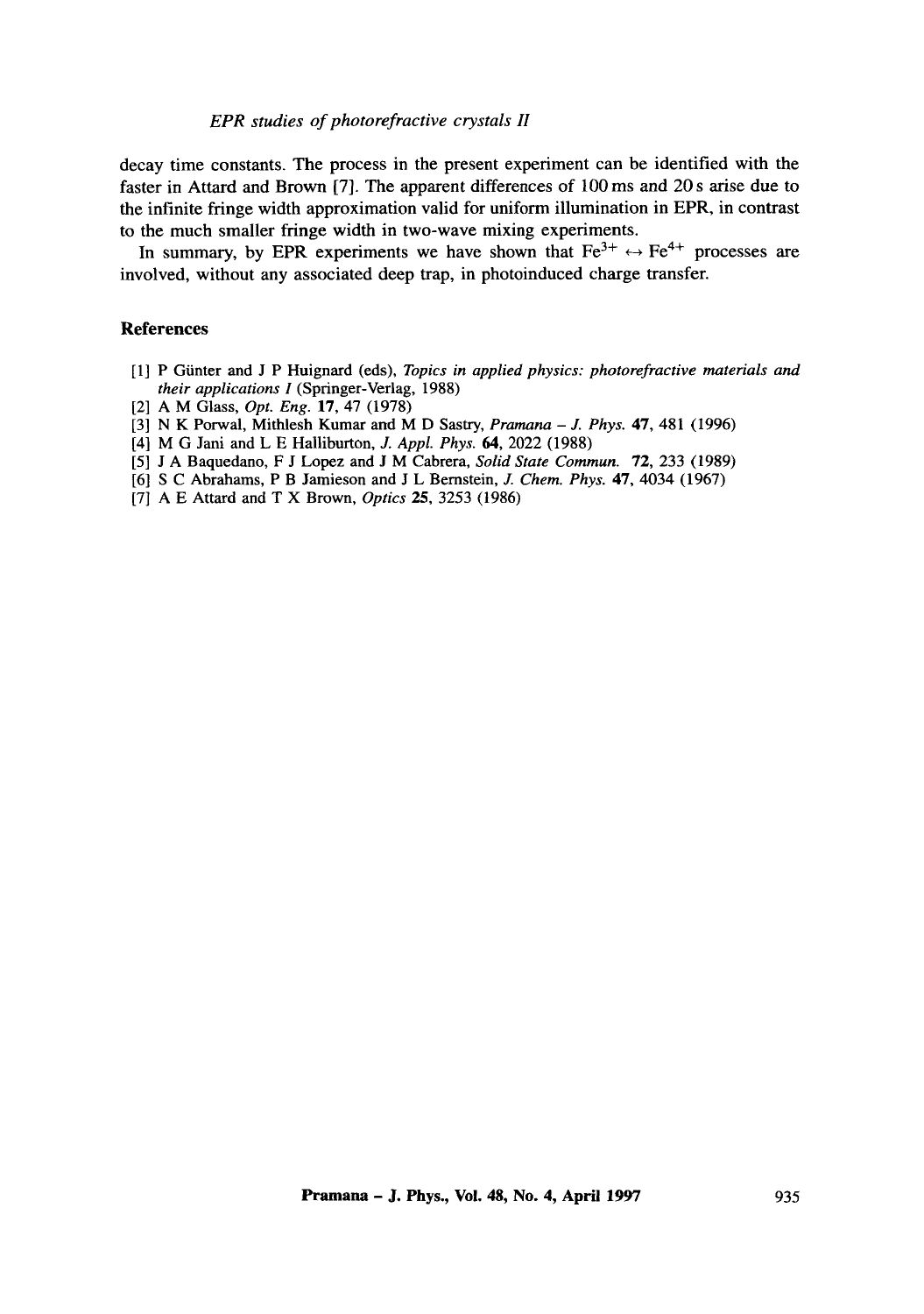decay time constants. The process in the present experiment can be identified with the faster in Attard and Brown [7]. The apparent differences of 100 ms and 20 s arise due to the infinite fringe width approximation valid for uniform illumination in EPR, in contrast to the much smaller fringe width in two-wave mixing experiments.

In summary, by EPR experiments we have shown that $Fe^{3+} \leftrightarrow Fe^{4+}$ processes are involved, without any associated deep trap, in photoinduced charge transfer.

## References

[1] P Günter and J P Huignard (eds), *Topics in applied physics: photorefractive materials and their applications I* (Springer-Verlag, 1988)

[2] A M Glass, *Opt. Eng.* **17**, 47 (1978)

[3] N K Porwal, Mithlesh Kumar and M D Sastry, *Pramana – J. Phys.* **47**, 481 (1996)

[4] M G Jani and L E Halliburton, *J. Appl. Phys.* **64**, 2022 (1988)

[5] J A Baquedano, F J Lopez and J M Cabrera, *Solid State Commun.* **72**, 233 (1989)

[6] S C Abrahams, P B Jamieson and J L Bernstein, *J. Chem. Phys.* **47**, 4034 (1967)

[7] A E Attard and T X Brown, *Optics* **25**, 3253 (1986)